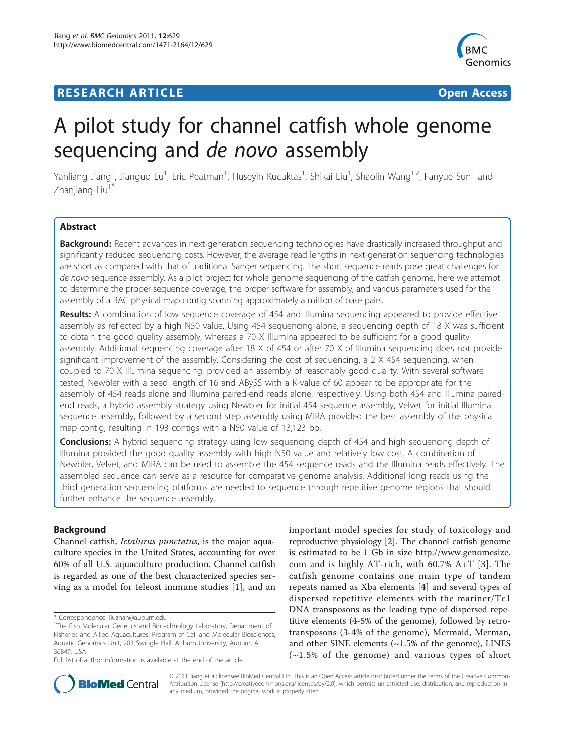RESEARCH ARTICLE Open Access

# A pilot study for channel catfish whole genome sequencing and *de novo* assembly

Yanliang Jiang[1], Jianguo Lu[1], Eric Peatman[1], Huseyin Kucuktas[1], Shikai Liu[1], Shaolin Wang[1,2], Fanyue Sun[1] and Zhanjiang Liu[1*]

## Abstract

**Background:** Recent advances in next-generation sequencing technologies have drastically increased throughput and significantly reduced sequencing costs. However, the average read lengths in next-generation sequencing technologies are short as compared with that of traditional Sanger sequencing. The short sequence reads pose great challenges for *de novo* sequence assembly. As a pilot project for whole genome sequencing of the catfish genome, here we attempt to determine the proper sequence coverage, the proper software for assembly, and various parameters used for the assembly of a BAC physical map contig spanning approximately a million of base pairs.

**Results:** A combination of low sequence coverage of 454 and Illumina sequencing appeared to provide effective assembly as reflected by a high N50 value. Using 454 sequencing alone, a sequencing depth of 18 X was sufficient to obtain the good quality assembly, whereas a 70 X Illumina appeared to be sufficient for a good quality assembly. Additional sequencing coverage after 18 X of 454 or after 70 X of Illumina sequencing does not provide significant improvement of the assembly. Considering the cost of sequencing, a 2 X 454 sequencing, when coupled to 70 X Illumina sequencing, provided an assembly of reasonably good quality. With several software tested, Newbler with a seed length of 16 and ABySS with a K-value of 60 appear to be appropriate for the assembly of 454 reads alone and Illumina paired-end reads alone, respectively. Using both 454 and Illumina paired-end reads, a hybrid assembly strategy using Newbler for initial 454 sequence assembly, Velvet for initial Illumina sequence assembly, followed by a second step assembly using MIRA provided the best assembly of the physical map contig, resulting in 193 contigs with a N50 value of 13,123 bp.

**Conclusions:** A hybrid sequencing strategy using low sequencing depth of 454 and high sequencing depth of Illumina provided the good quality assembly with high N50 value and relatively low cost. A combination of Newbler, Velvet, and MIRA can be used to assemble the 454 sequence reads and the Illumina reads effectively. The assembled sequence can serve as a resource for comparative genome analysis. Additional long reads using the third generation sequencing platforms are needed to sequence through repetitive genome regions that should further enhance the sequence assembly.

## Background

Channel catfish, *Ictalurus punctatus*, is the major aquaculture species in the United States, accounting for over 60% of all U.S. aquaculture production. Channel catfish is regarded as one of the best characterized species serving as a model for teleost immune studies [1], and an important model species for study of toxicology and reproductive physiology [2]. The channel catfish genome is estimated to be 1 Gb in size http://www.genomesize.com and is highly AT-rich, with 60.7% A+T [3]. The catfish genome contains one main type of tandem repeats named as Xba elements [4] and several types of dispersed repetitive elements with the mariner/Tc1 DNA transposons as the leading type of dispersed repetitive elements (4-5% of the genome), followed by retrotransposons (3-4% of the genome), Mermaid, Merman, and other SINE elements (~1.5% of the genome), LINES (~1.5% of the genome) and various types of short

\* Correspondence: liuzhan@auburn.edu

[1]The Fish Molecular Genetics and Biotechnology Laboratory, Department of Fisheries and Allied Aquacultures, Program of Cell and Molecular Biosciences, Aquatic Genomics Unit, 203 Swingle Hall, Auburn University, Auburn, AL 36849, USA

Full list of author information is available at the end of the article

© 2011 Jiang et al; licensee BioMed Central Ltd. This is an Open Access article distributed under the terms of the Creative Commons Attribution License (http://creativecommons.org/licenses/by/2.0), which permits unrestricted use, distribution, and reproduction in any medium, provided the original work is properly cited.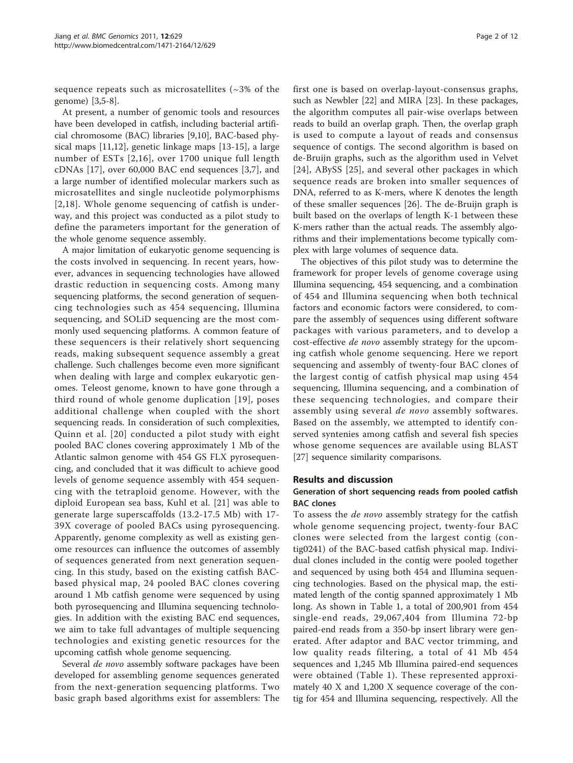sequence repeats such as microsatellites (~3% of the genome) [3,5-8].

At present, a number of genomic tools and resources have been developed in catfish, including bacterial artificial chromosome (BAC) libraries [9,10], BAC-based physical maps [11,12], genetic linkage maps [13-15], a large number of ESTs [2,16], over 1700 unique full length cDNAs [17], over 60,000 BAC end sequences [3,7], and a large number of identified molecular markers such as microsatellites and single nucleotide polymorphisms [2,18]. Whole genome sequencing of catfish is underway, and this project was conducted as a pilot study to define the parameters important for the generation of the whole genome sequence assembly.

A major limitation of eukaryotic genome sequencing is the costs involved in sequencing. In recent years, however, advances in sequencing technologies have allowed drastic reduction in sequencing costs. Among many sequencing platforms, the second generation of sequencing technologies such as 454 sequencing, Illumina sequencing, and SOLiD sequencing are the most commonly used sequencing platforms. A common feature of these sequencers is their relatively short sequencing reads, making subsequent sequence assembly a great challenge. Such challenges become even more significant when dealing with large and complex eukaryotic genomes. Teleost genome, known to have gone through a third round of whole genome duplication [19], poses additional challenge when coupled with the short sequencing reads. In consideration of such complexities, Quinn et al. [20] conducted a pilot study with eight pooled BAC clones covering approximately 1 Mb of the Atlantic salmon genome with 454 GS FLX pyrosequencing, and concluded that it was difficult to achieve good levels of genome sequence assembly with 454 sequencing with the tetraploid genome. However, with the diploid European sea bass, Kuhl et al. [21] was able to generate large superscaffolds (13.2-17.5 Mb) with 17-39X coverage of pooled BACs using pyrosequencing. Apparently, genome complexity as well as existing genome resources can influence the outcomes of assembly of sequences generated from next generation sequencing. In this study, based on the existing catfish BAC-based physical map, 24 pooled BAC clones covering around 1 Mb catfish genome were sequenced by using both pyrosequencing and Illumina sequencing technologies. In addition with the existing BAC end sequences, we aim to take full advantages of multiple sequencing technologies and existing genetic resources for the upcoming catfish whole genome sequencing.

Several *de novo* assembly software packages have been developed for assembling genome sequences generated from the next-generation sequencing platforms. Two basic graph based algorithms exist for assemblers: The first one is based on overlap-layout-consensus graphs, such as Newbler [22] and MIRA [23]. In these packages, the algorithm computes all pair-wise overlaps between reads to build an overlap graph. Then, the overlap graph is used to compute a layout of reads and consensus sequence of contigs. The second algorithm is based on de-Bruijn graphs, such as the algorithm used in Velvet [24], ABySS [25], and several other packages in which sequence reads are broken into smaller sequences of DNA, referred to as K-mers, where K denotes the length of these smaller sequences [26]. The de-Bruijn graph is built based on the overlaps of length K-1 between these K-mers rather than the actual reads. The assembly algorithms and their implementations become typically complex with large volumes of sequence data.

The objectives of this pilot study was to determine the framework for proper levels of genome coverage using Illumina sequencing, 454 sequencing, and a combination of 454 and Illumina sequencing when both technical factors and economic factors were considered, to compare the assembly of sequences using different software packages with various parameters, and to develop a cost-effective *de novo* assembly strategy for the upcoming catfish whole genome sequencing. Here we report sequencing and assembly of twenty-four BAC clones of the largest contig of catfish physical map using 454 sequencing, Illumina sequencing, and a combination of these sequencing technologies, and compare their assembly using several *de novo* assembly softwares. Based on the assembly, we attempted to identify conserved syntenies among catfish and several fish species whose genome sequences are available using BLAST [27] sequence similarity comparisons.

## Results and discussion

### Generation of short sequencing reads from pooled catfish BAC clones

To assess the *de novo* assembly strategy for the catfish whole genome sequencing project, twenty-four BAC clones were selected from the largest contig (contig0241) of the BAC-based catfish physical map. Individual clones included in the contig were pooled together and sequenced by using both 454 and Illumina sequencing technologies. Based on the physical map, the estimated length of the contig spanned approximately 1 Mb long. As shown in Table 1, a total of 200,901 from 454 single-end reads, 29,067,404 from Illumina 72-bp paired-end reads from a 350-bp insert library were generated. After adaptor and BAC vector trimming, and low quality reads filtering, a total of 41 Mb 454 sequences and 1,245 Mb Illumina paired-end sequences were obtained (Table 1). These represented approximately 40 X and 1,200 X sequence coverage of the contig for 454 and Illumina sequencing, respectively. All the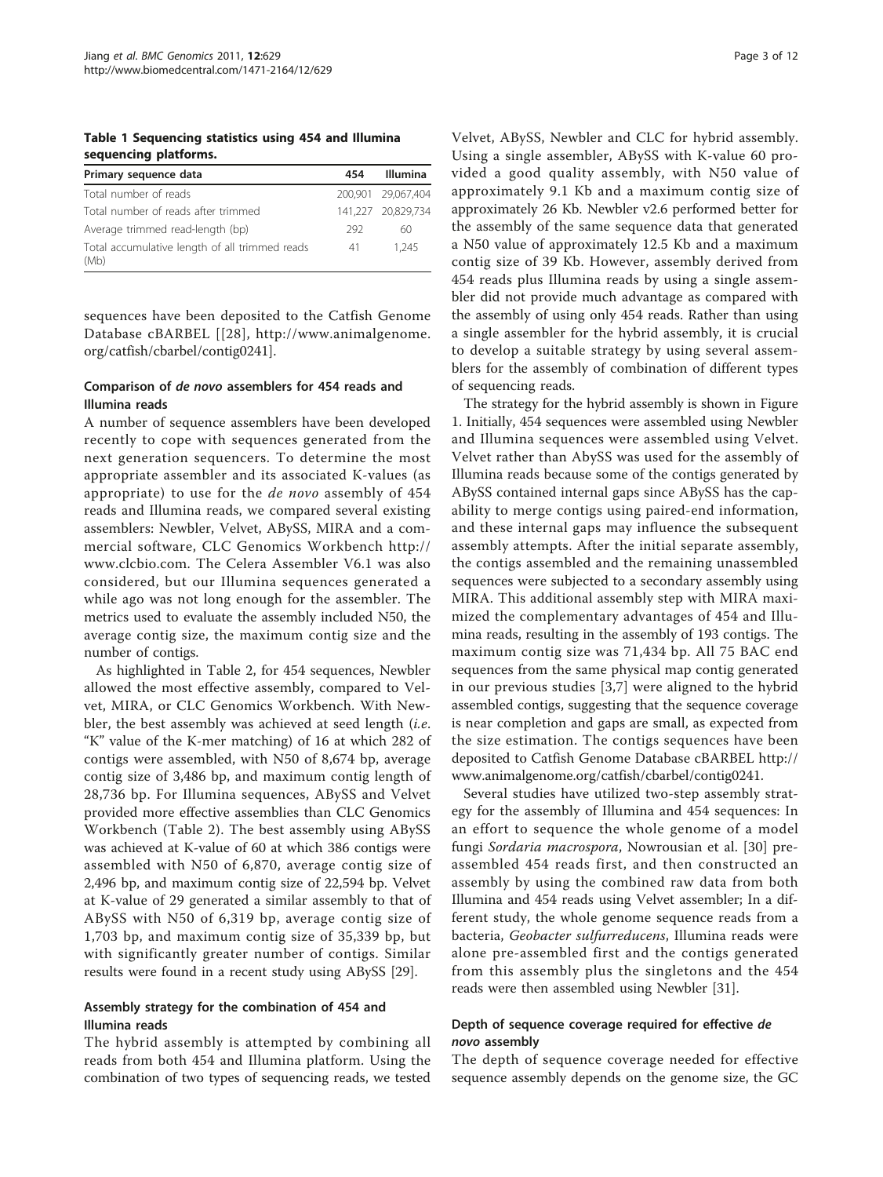**Table 1 Sequencing statistics using 454 and Illumina sequencing platforms.**

| Primary sequence data | 454 | Illumina |
| --- | --- | --- |
| Total number of reads | 200,901 | 29,067,404 |
| Total number of reads after trimmed | 141,227 | 20,829,734 |
| Average trimmed read-length (bp) | 292 | 60 |
| Total accumulative length of all trimmed reads (Mb) | 41 | 1,245 |

sequences have been deposited to the Catfish Genome Database cBARBEL [[28], http://www.animalgenome.org/catfish/cbarbel/contig0241].

### Comparison of *de novo* assemblers for 454 reads and Illumina reads

A number of sequence assemblers have been developed recently to cope with sequences generated from the next generation sequencers. To determine the most appropriate assembler and its associated K-values (as appropriate) to use for the *de novo* assembly of 454 reads and Illumina reads, we compared several existing assemblers: Newbler, Velvet, ABySS, MIRA and a commercial software, CLC Genomics Workbench http://www.clcbio.com. The Celera Assembler V6.1 was also considered, but our Illumina sequences generated a while ago was not long enough for the assembler. The metrics used to evaluate the assembly included N50, the average contig size, the maximum contig size and the number of contigs.

As highlighted in Table 2, for 454 sequences, Newbler allowed the most effective assembly, compared to Velvet, MIRA, or CLC Genomics Workbench. With Newbler, the best assembly was achieved at seed length (*i.e.* "K" value of the K-mer matching) of 16 at which 282 of contigs were assembled, with N50 of 8,674 bp, average contig size of 3,486 bp, and maximum contig length of 28,736 bp. For Illumina sequences, ABySS and Velvet provided more effective assemblies than CLC Genomics Workbench (Table 2). The best assembly using ABySS was achieved at K-value of 60 at which 386 contigs were assembled with N50 of 6,870, average contig size of 2,496 bp, and maximum contig size of 22,594 bp. Velvet at K-value of 29 generated a similar assembly to that of ABySS with N50 of 6,319 bp, average contig size of 1,703 bp, and maximum contig size of 35,339 bp, but with significantly greater number of contigs. Similar results were found in a recent study using ABySS [29].

### Assembly strategy for the combination of 454 and Illumina reads

The hybrid assembly is attempted by combining all reads from both 454 and Illumina platform. Using the combination of two types of sequencing reads, we tested Velvet, ABySS, Newbler and CLC for hybrid assembly. Using a single assembler, ABySS with K-value 60 provided a good quality assembly, with N50 value of approximately 9.1 Kb and a maximum contig size of approximately 26 Kb. Newbler v2.6 performed better for the assembly of the same sequence data that generated a N50 value of approximately 12.5 Kb and a maximum contig size of 39 Kb. However, assembly derived from 454 reads plus Illumina reads by using a single assembler did not provide much advantage as compared with the assembly of using only 454 reads. Rather than using a single assembler for the hybrid assembly, it is crucial to develop a suitable strategy by using several assemblers for the assembly of combination of different types of sequencing reads.

The strategy for the hybrid assembly is shown in Figure 1. Initially, 454 sequences were assembled using Newbler and Illumina sequences were assembled using Velvet. Velvet rather than AbySS was used for the assembly of Illumina reads because some of the contigs generated by ABySS contained internal gaps since ABySS has the capability to merge contigs using paired-end information, and these internal gaps may influence the subsequent assembly attempts. After the initial separate assembly, the contigs assembled and the remaining unassembled sequences were subjected to a secondary assembly using MIRA. This additional assembly step with MIRA maximized the complementary advantages of 454 and Illumina reads, resulting in the assembly of 193 contigs. The maximum contig size was 71,434 bp. All 75 BAC end sequences from the same physical map contig generated in our previous studies [3,7] were aligned to the hybrid assembled contigs, suggesting that the sequence coverage is near completion and gaps are small, as expected from the size estimation. The contigs sequences have been deposited to Catfish Genome Database cBARBEL http://www.animalgenome.org/catfish/cbarbel/contig0241.

Several studies have utilized two-step assembly strategy for the assembly of Illumina and 454 sequences: In an effort to sequence the whole genome of a model fungi *Sordaria macrospora*, Nowrousian et al. [30] pre-assembled 454 reads first, and then constructed an assembly by using the combined raw data from both Illumina and 454 reads using Velvet assembler; In a different study, the whole genome sequence reads from a bacteria, *Geobacter sulfurreducens*, Illumina reads were alone pre-assembled first and the contigs generated from this assembly plus the singletons and the 454 reads were then assembled using Newbler [31].

### Depth of sequence coverage required for effective *de novo* assembly

The depth of sequence coverage needed for effective sequence assembly depends on the genome size, the GC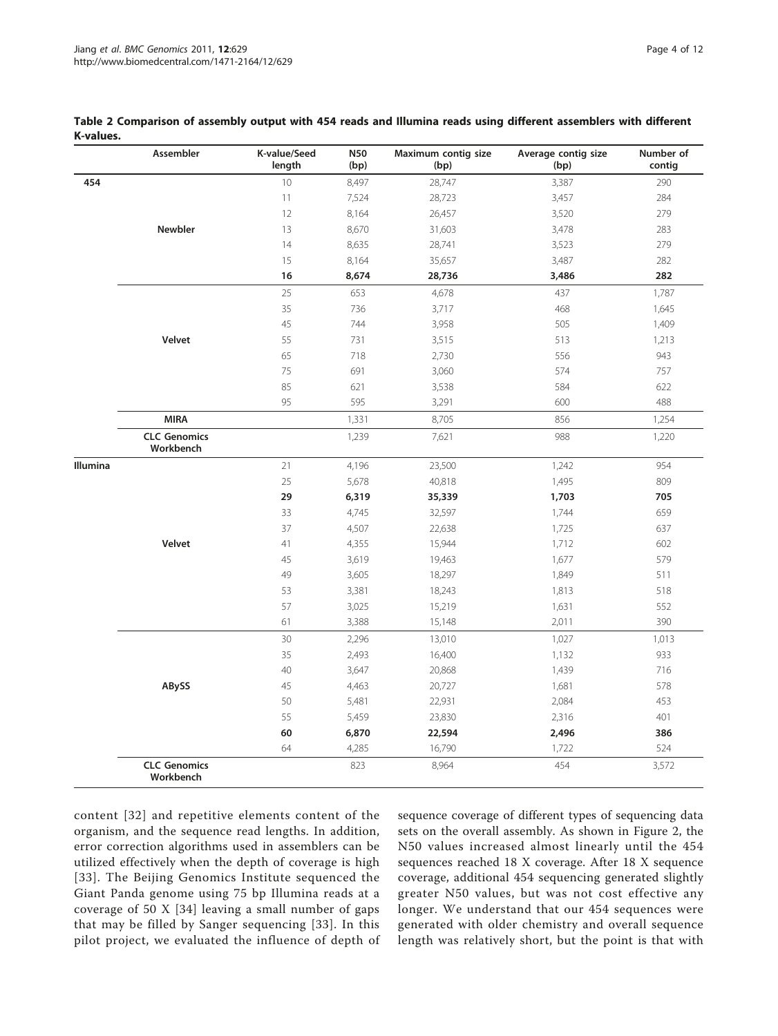**Table 2 Comparison of assembly output with 454 reads and Illumina reads using different assemblers with different K-values.**

| | Assembler | K-value/Seed length | N50 (bp) | Maximum contig size (bp) | Average contig size (bp) | Number of contig |
|---|---|---|---|---|---|---|
| **454** | **Newbler** | 10 | 8,497 | 28,747 | 3,387 | 290 |
| | | 11 | 7,524 | 28,723 | 3,457 | 284 |
| | | 12 | 8,164 | 26,457 | 3,520 | 279 |
| | | 13 | 8,670 | 31,603 | 3,478 | 283 |
| | | 14 | 8,635 | 28,741 | 3,523 | 279 |
| | | 15 | 8,164 | 35,657 | 3,487 | 282 |
| | | **16** | **8,674** | **28,736** | **3,486** | **282** |
| | **Velvet** | 25 | 653 | 4,678 | 437 | 1,787 |
| | | 35 | 736 | 3,717 | 468 | 1,645 |
| | | 45 | 744 | 3,958 | 505 | 1,409 |
| | | 55 | 731 | 3,515 | 513 | 1,213 |
| | | 65 | 718 | 2,730 | 556 | 943 |
| | | 75 | 691 | 3,060 | 574 | 757 |
| | | 85 | 621 | 3,538 | 584 | 622 |
| | | 95 | 595 | 3,291 | 600 | 488 |
| | **MIRA** | | 1,331 | 8,705 | 856 | 1,254 |
| | **CLC Genomics Workbench** | | 1,239 | 7,621 | 988 | 1,220 |
| **Illumina** | **Velvet** | 21 | 4,196 | 23,500 | 1,242 | 954 |
| | | 25 | 5,678 | 40,818 | 1,495 | 809 |
| | | **29** | **6,319** | **35,339** | **1,703** | **705** |
| | | 33 | 4,745 | 32,597 | 1,744 | 659 |
| | | 37 | 4,507 | 22,638 | 1,725 | 637 |
| | | 41 | 4,355 | 15,944 | 1,712 | 602 |
| | | 45 | 3,619 | 19,463 | 1,677 | 579 |
| | | 49 | 3,605 | 18,297 | 1,849 | 511 |
| | | 53 | 3,381 | 18,243 | 1,813 | 518 |
| | | 57 | 3,025 | 15,219 | 1,631 | 552 |
| | | 61 | 3,388 | 15,148 | 2,011 | 390 |
| | **ABySS** | 30 | 2,296 | 13,010 | 1,027 | 1,013 |
| | | 35 | 2,493 | 16,400 | 1,132 | 933 |
| | | 40 | 3,647 | 20,868 | 1,439 | 716 |
| | | 45 | 4,463 | 20,727 | 1,681 | 578 |
| | | 50 | 5,481 | 22,931 | 2,084 | 453 |
| | | 55 | 5,459 | 23,830 | 2,316 | 401 |
| | | **60** | **6,870** | **22,594** | **2,496** | **386** |
| | | 64 | 4,285 | 16,790 | 1,722 | 524 |
| | **CLC Genomics Workbench** | | 823 | 8,964 | 454 | 3,572 |

content [32] and repetitive elements content of the organism, and the sequence read lengths. In addition, error correction algorithms used in assemblers can be utilized effectively when the depth of coverage is high [33]. The Beijing Genomics Institute sequenced the Giant Panda genome using 75 bp Illumina reads at a coverage of 50 X [34] leaving a small number of gaps that may be filled by Sanger sequencing [33]. In this pilot project, we evaluated the influence of depth of sequence coverage of different types of sequencing data sets on the overall assembly. As shown in Figure 2, the N50 values increased almost linearly until the 454 sequences reached 18 X coverage. After 18 X sequence coverage, additional 454 sequencing generated slightly greater N50 values, but was not cost effective any longer. We understand that our 454 sequences were generated with older chemistry and overall sequence length was relatively short, but the point is that with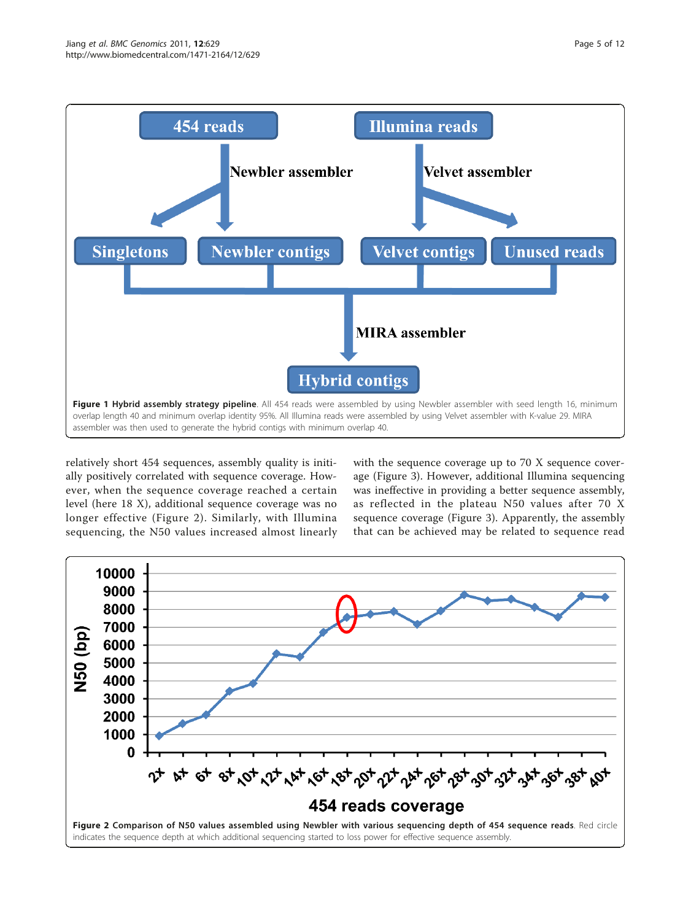**Figure 1 Hybrid assembly strategy pipeline**. All 454 reads were assembled by using Newbler assembler with seed length 16, minimum overlap length 40 and minimum overlap identity 95%. All Illumina reads were assembled by using Velvet assembler with K-value 29. MIRA assembler was then used to generate the hybrid contigs with minimum overlap 40.

relatively short 454 sequences, assembly quality is initially positively correlated with sequence coverage. However, when the sequence coverage reached a certain level (here 18 X), additional sequence coverage was no longer effective (Figure 2). Similarly, with Illumina sequencing, the N50 values increased almost linearly with the sequence coverage up to 70 X sequence coverage (Figure 3). However, additional Illumina sequencing was ineffective in providing a better sequence assembly, as reflected in the plateau N50 values after 70 X sequence coverage (Figure 3). Apparently, the assembly that can be achieved may be related to sequence read

**Figure 2 Comparison of N50 values assembled using Newbler with various sequencing depth of 454 sequence reads**. Red circle indicates the sequence depth at which additional sequencing started to loss power for effective sequence assembly.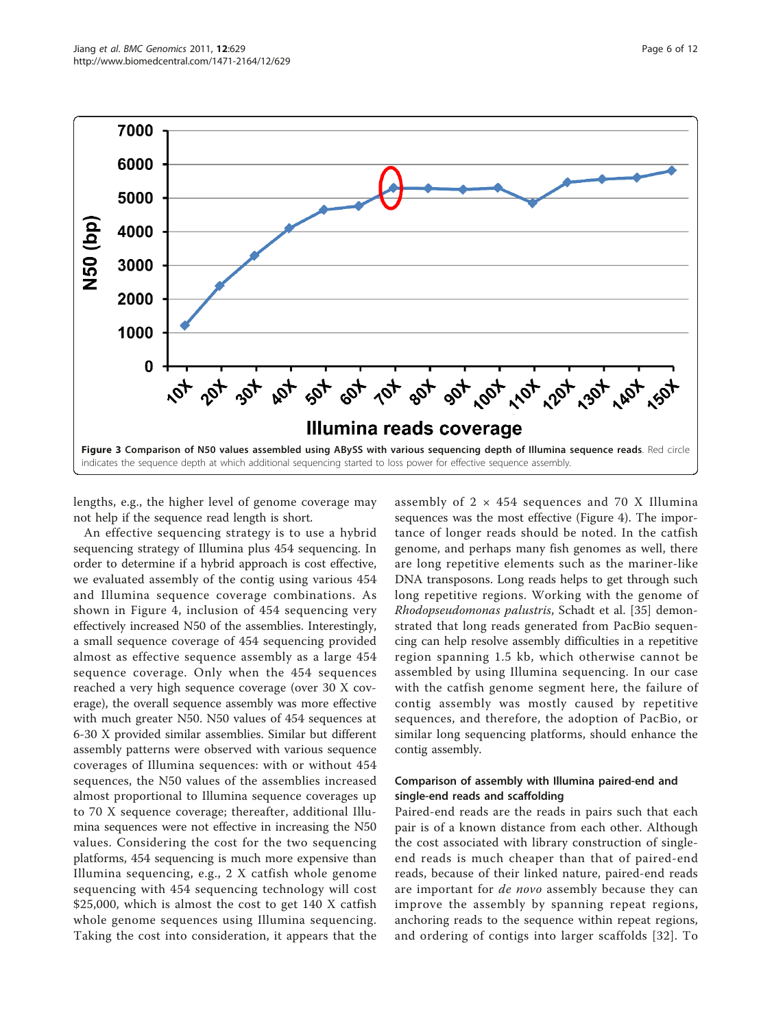**Figure 3 Comparison of N50 values assembled using ABySS with various sequencing depth of Illumina sequence reads**. Red circle indicates the sequence depth at which additional sequencing started to loss power for effective sequence assembly.

lengths, e.g., the higher level of genome coverage may not help if the sequence read length is short.

An effective sequencing strategy is to use a hybrid sequencing strategy of Illumina plus 454 sequencing. In order to determine if a hybrid approach is cost effective, we evaluated assembly of the contig using various 454 and Illumina sequence coverage combinations. As shown in Figure 4, inclusion of 454 sequencing very effectively increased N50 of the assemblies. Interestingly, a small sequence coverage of 454 sequencing provided almost as effective sequence assembly as a large 454 sequence coverage. Only when the 454 sequences reached a very high sequence coverage (over 30 X coverage), the overall sequence assembly was more effective with much greater N50. N50 values of 454 sequences at 6-30 X provided similar assemblies. Similar but different assembly patterns were observed with various sequence coverages of Illumina sequences: with or without 454 sequences, the N50 values of the assemblies increased almost proportional to Illumina sequence coverages up to 70 X sequence coverage; thereafter, additional Illumina sequences were not effective in increasing the N50 values. Considering the cost for the two sequencing platforms, 454 sequencing is much more expensive than Illumina sequencing, e.g., 2 X catfish whole genome sequencing with 454 sequencing technology will cost $25,000, which is almost the cost to get 140 X catfish whole genome sequences using Illumina sequencing. Taking the cost into consideration, it appears that the assembly of 2 × 454 sequences and 70 X Illumina sequences was the most effective (Figure 4). The importance of longer reads should be noted. In the catfish genome, and perhaps many fish genomes as well, there are long repetitive elements such as the mariner-like DNA transposons. Long reads helps to get through such long repetitive regions. Working with the genome of *Rhodopseudomonas palustris*, Schadt et al. [35] demonstrated that long reads generated from PacBio sequencing can help resolve assembly difficulties in a repetitive region spanning 1.5 kb, which otherwise cannot be assembled by using Illumina sequencing. In our case with the catfish genome segment here, the failure of contig assembly was mostly caused by repetitive sequences, and therefore, the adoption of PacBio, or similar long sequencing platforms, should enhance the contig assembly.

### Comparison of assembly with Illumina paired-end and single-end reads and scaffolding

Paired-end reads are the reads in pairs such that each pair is of a known distance from each other. Although the cost associated with library construction of single-end reads is much cheaper than that of paired-end reads, because of their linked nature, paired-end reads are important for *de novo* assembly because they can improve the assembly by spanning repeat regions, anchoring reads to the sequence within repeat regions, and ordering of contigs into larger scaffolds [32]. To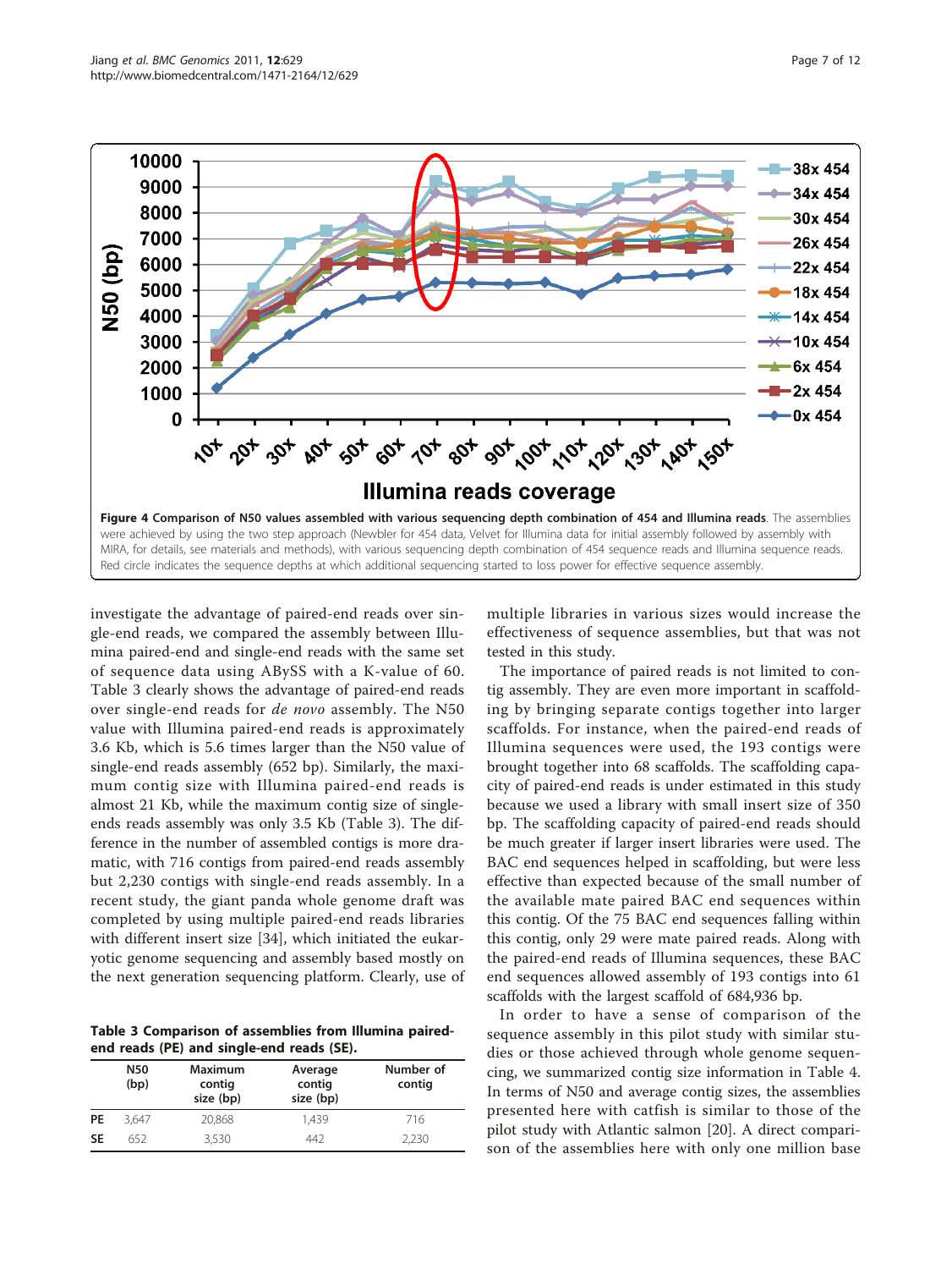**Figure 4 Comparison of N50 values assembled with various sequencing depth combination of 454 and Illumina reads**. The assemblies were achieved by using the two step approach (Newbler for 454 data, Velvet for Illumina data for initial assembly followed by assembly with MIRA, for details, see materials and methods), with various sequencing depth combination of 454 sequence reads and Illumina sequence reads. Red circle indicates the sequence depths at which additional sequencing started to loss power for effective sequence assembly.

investigate the advantage of paired-end reads over single-end reads, we compared the assembly between Illumina paired-end and single-end reads with the same set of sequence data using ABySS with a K-value of 60. Table 3 clearly shows the advantage of paired-end reads over single-end reads for *de novo* assembly. The N50 value with Illumina paired-end reads is approximately 3.6 Kb, which is 5.6 times larger than the N50 value of single-end reads assembly (652 bp). Similarly, the maximum contig size with Illumina paired-end reads is almost 21 Kb, while the maximum contig size of single-ends reads assembly was only 3.5 Kb (Table 3). The difference in the number of assembled contigs is more dramatic, with 716 contigs from paired-end reads assembly but 2,230 contigs with single-end reads assembly. In a recent study, the giant panda whole genome draft was completed by using multiple paired-end reads libraries with different insert size [34], which initiated the eukaryotic genome sequencing and assembly based mostly on the next generation sequencing platform. Clearly, use of multiple libraries in various sizes would increase the effectiveness of sequence assemblies, but that was not tested in this study.

**Table 3 Comparison of assemblies from Illumina paired-end reads (PE) and single-end reads (SE).**

| | N50 (bp) | Maximum contig size (bp) | Average contig size (bp) | Number of contig |
|---|---|---|---|---|
| PE | 3,647 | 20,868 | 1,439 | 716 |
| SE | 652 | 3,530 | 442 | 2,230 |

The importance of paired reads is not limited to contig assembly. They are even more important in scaffolding by bringing separate contigs together into larger scaffolds. For instance, when the paired-end reads of Illumina sequences were used, the 193 contigs were brought together into 68 scaffolds. The scaffolding capacity of paired-end reads is under estimated in this study because we used a library with small insert size of 350 bp. The scaffolding capacity of paired-end reads should be much greater if larger insert libraries were used. The BAC end sequences helped in scaffolding, but were less effective than expected because of the small number of the available mate paired BAC end sequences within this contig. Of the 75 BAC end sequences falling within this contig, only 29 were mate paired reads. Along with the paired-end reads of Illumina sequences, these BAC end sequences allowed assembly of 193 contigs into 61 scaffolds with the largest scaffold of 684,936 bp.

In order to have a sense of comparison of the sequence assembly in this pilot study with similar studies or those achieved through whole genome sequencing, we summarized contig size information in Table 4. In terms of N50 and average contig sizes, the assemblies presented here with catfish is similar to those of the pilot study with Atlantic salmon [20]. A direct comparison of the assemblies here with only one million base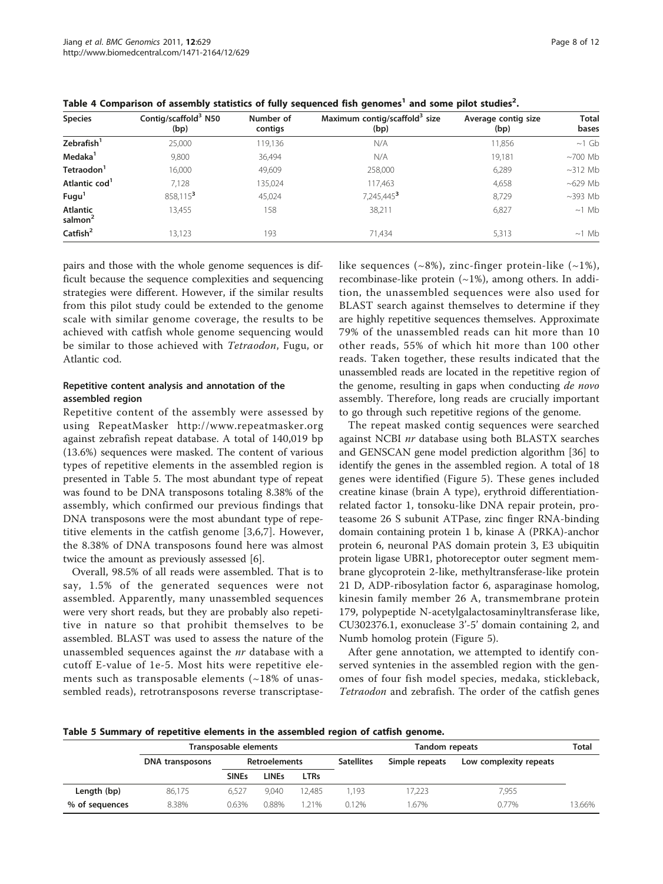Table 4 Comparison of assembly statistics of fully sequenced fish genomes[1] and some pilot studies[2].

| Species | Contig/scaffold[3] N50 (bp) | Number of contigs | Maximum contig/scaffold[3] size (bp) | Average contig size (bp) | Total bases |
|---|---|---|---|---|---|
| **Zebrafish[1]** | 25,000 | 119,136 | N/A | 11,856 | ~1 Gb |
| **Medaka[1]** | 9,800 | 36,494 | N/A | 19,181 | ~700 Mb |
| **Tetraodon[1]** | 16,000 | 49,609 | 258,000 | 6,289 | ~312 Mb |
| **Atlantic cod[1]** | 7,128 | 135,024 | 117,463 | 4,658 | ~629 Mb |
| **Fugu[1]** | 858,115[3] | 45,024 | 7,245,445[3] | 8,729 | ~393 Mb |
| **Atlantic salmon[2]** | 13,455 | 158 | 38,211 | 6,827 | ~1 Mb |
| **Catfish[2]** | 13,123 | 193 | 71,434 | 5,313 | ~1 Mb |

pairs and those with the whole genome sequences is difficult because the sequence complexities and sequencing strategies were different. However, if the similar results from this pilot study could be extended to the genome scale with similar genome coverage, the results to be achieved with catfish whole genome sequencing would be similar to those achieved with *Tetraodon*, Fugu, or Atlantic cod.

### Repetitive content analysis and annotation of the assembled region

Repetitive content of the assembly were assessed by using RepeatMasker http://www.repeatmasker.org against zebrafish repeat database. A total of 140,019 bp (13.6%) sequences were masked. The content of various types of repetitive elements in the assembled region is presented in Table 5. The most abundant type of repeat was found to be DNA transposons totaling 8.38% of the assembly, which confirmed our previous findings that DNA transposons were the most abundant type of repetitive elements in the catfish genome [3,6,7]. However, the 8.38% of DNA transposons found here was almost twice the amount as previously assessed [6].

Overall, 98.5% of all reads were assembled. That is to say, 1.5% of the generated sequences were not assembled. Apparently, many unassembled sequences were very short reads, but they are probably also repetitive in nature so that prohibit themselves to be assembled. BLAST was used to assess the nature of the unassembled sequences against the *nr* database with a cutoff E-value of 1e-5. Most hits were repetitive elements such as transposable elements (~18% of unassembled reads), retrotransposons reverse transcriptase-like sequences (~8%), zinc-finger protein-like (~1%), recombinase-like protein (~1%), among others. In addition, the unassembled sequences were also used for BLAST search against themselves to determine if they are highly repetitive sequences themselves. Approximate 79% of the unassembled reads can hit more than 10 other reads, 55% of which hit more than 100 other reads. Taken together, these results indicated that the unassembled reads are located in the repetitive region of the genome, resulting in gaps when conducting *de novo* assembly. Therefore, long reads are crucially important to go through such repetitive regions of the genome.

The repeat masked contig sequences were searched against NCBI *nr* database using both BLASTX searches and GENSCAN gene model prediction algorithm [36] to identify the genes in the assembled region. A total of 18 genes were identified (Figure 5). These genes included creatine kinase (brain A type), erythroid differentiation-related factor 1, tonsoku-like DNA repair protein, proteasome 26 S subunit ATPase, zinc finger RNA-binding domain containing protein 1 b, kinase A (PRKA)-anchor protein 6, neuronal PAS domain protein 3, E3 ubiquitin protein ligase UBR1, photoreceptor outer segment membrane glycoprotein 2-like, methyltransferase-like protein 21 D, ADP-ribosylation factor 6, asparaginase homolog, kinesin family member 26 A, transmembrane protein 179, polypeptide N-acetylgalactosaminyltransferase like, CU302376.1, exonuclease 3'-5' domain containing 2, and Numb homolog protein (Figure 5).

After gene annotation, we attempted to identify conserved syntenies in the assembled region with the genomes of four fish model species, medaka, stickleback, *Tetraodon* and zebrafish. The order of the catfish genes

Table 5 Summary of repetitive elements in the assembled region of catfish genome.

| | Transposable elements | | | | Tandom repeats | | | Total |
|---|---|---|---|---|---|---|---|---|
| | DNA transposons | Retroelements | | | Satellites | Simple repeats | Low complexity repeats | |
| | | SINEs | LINEs | LTRs | | | | |
| **Length (bp)** | 86,175 | 6,527 | 9,040 | 12,485 | 1,193 | 17,223 | 7,955 | |
| **% of sequences** | 8.38% | 0.63% | 0.88% | 1.21% | 0.12% | 1.67% | 0.77% | 13.66% |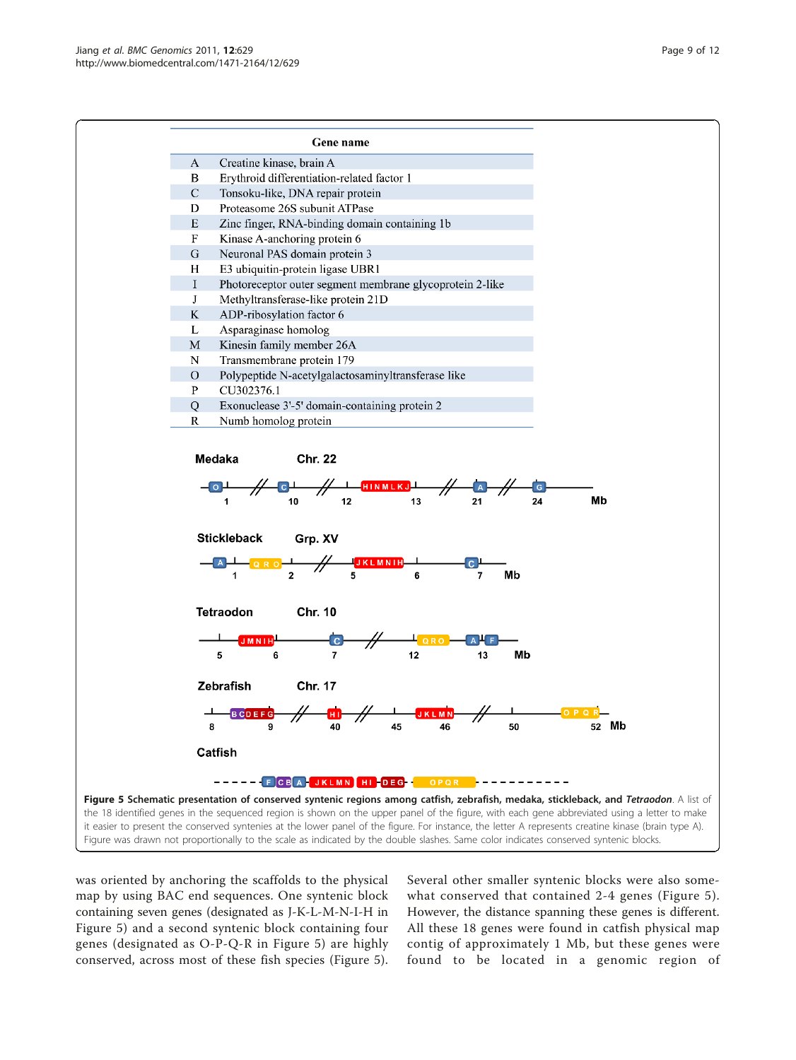| | Gene name |
|---|---|
| A | Creatine kinase, brain A |
| B | Erythroid differentiation-related factor 1 |
| C | Tonsoku-like, DNA repair protein |
| D | Proteasome 26S subunit ATPase |
| E | Zinc finger, RNA-binding domain containing 1b |
| F | Kinase A-anchoring protein 6 |
| G | Neuronal PAS domain protein 3 |
| H | E3 ubiquitin-protein ligase UBR1 |
| I | Photoreceptor outer segment membrane glycoprotein 2-like |
| J | Methyltransferase-like protein 21D |
| K | ADP-ribosylation factor 6 |
| L | Asparaginase homolog |
| M | Kinesin family member 26A |
| N | Transmembrane protein 179 |
| O | Polypeptide N-acetylgalactosaminyltransferase like |
| P | CU302376.1 |
| Q | Exonuclease 3'-5' domain-containing protein 2 |
| R | Numb homolog protein |

**Figure 5 Schematic presentation of conserved syntenic regions among catfish, zebrafish, medaka, stickleback, and *Tetraodon***. A list of the 18 identified genes in the sequenced region is shown on the upper panel of the figure, with each gene abbreviated using a letter to make it easier to present the conserved syntenies at the lower panel of the figure. For instance, the letter A represents creatine kinase (brain type A). Figure was drawn not proportionally to the scale as indicated by the double slashes. Same color indicates conserved syntenic blocks.

was oriented by anchoring the scaffolds to the physical map by using BAC end sequences. One syntenic block containing seven genes (designated as J-K-L-M-N-I-H in Figure 5) and a second syntenic block containing four genes (designated as O-P-Q-R in Figure 5) are highly conserved, across most of these fish species (Figure 5). Several other smaller syntenic blocks were also somewhat conserved that contained 2-4 genes (Figure 5). However, the distance spanning these genes is different. All these 18 genes were found in catfish physical map contig of approximately 1 Mb, but these genes were found to be located in a genomic region of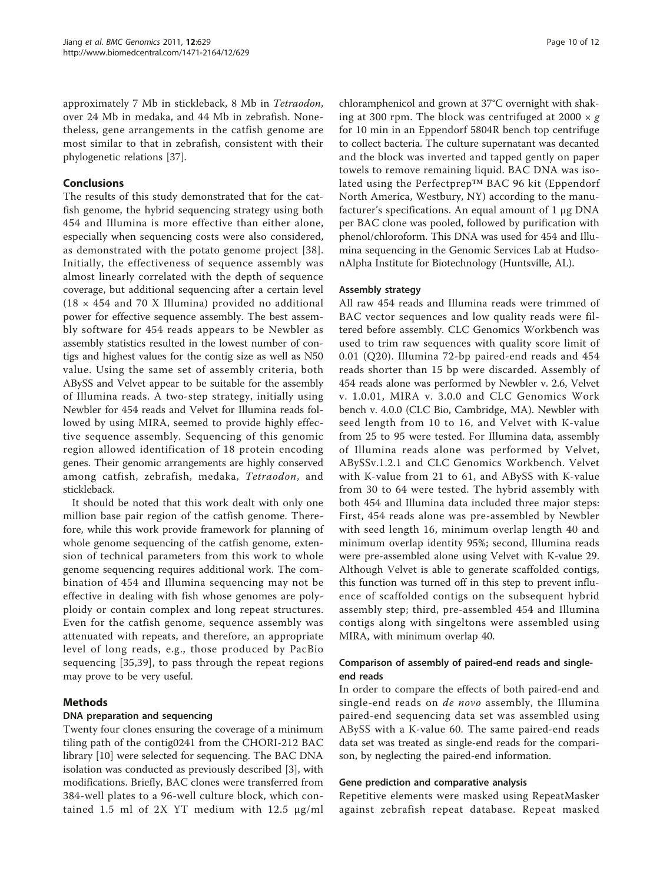approximately 7 Mb in stickleback, 8 Mb in *Tetraodon*, over 24 Mb in medaka, and 44 Mb in zebrafish. Nonetheless, gene arrangements in the catfish genome are most similar to that in zebrafish, consistent with their phylogenetic relations [37].

## Conclusions

The results of this study demonstrated that for the catfish genome, the hybrid sequencing strategy using both 454 and Illumina is more effective than either alone, especially when sequencing costs were also considered, as demonstrated with the potato genome project [38]. Initially, the effectiveness of sequence assembly was almost linearly correlated with the depth of sequence coverage, but additional sequencing after a certain level ($18 \times$ 454 and 70 X Illumina) provided no additional power for effective sequence assembly. The best assembly software for 454 reads appears to be Newbler as assembly statistics resulted in the lowest number of contigs and highest values for the contig size as well as N50 value. Using the same set of assembly criteria, both ABySS and Velvet appear to be suitable for the assembly of Illumina reads. A two-step strategy, initially using Newbler for 454 reads and Velvet for Illumina reads followed by using MIRA, seemed to provide highly effective sequence assembly. Sequencing of this genomic region allowed identification of 18 protein encoding genes. Their genomic arrangements are highly conserved among catfish, zebrafish, medaka, *Tetraodon*, and stickleback.

It should be noted that this work dealt with only one million base pair region of the catfish genome. Therefore, while this work provide framework for planning of whole genome sequencing of the catfish genome, extension of technical parameters from this work to whole genome sequencing requires additional work. The combination of 454 and Illumina sequencing may not be effective in dealing with fish whose genomes are polyploidy or contain complex and long repeat structures. Even for the catfish genome, sequence assembly was attenuated with repeats, and therefore, an appropriate level of long reads, e.g., those produced by PacBio sequencing [35,39], to pass through the repeat regions may prove to be very useful.

## Methods

### DNA preparation and sequencing

Twenty four clones ensuring the coverage of a minimum tiling path of the contig0241 from the CHORI-212 BAC library [10] were selected for sequencing. The BAC DNA isolation was conducted as previously described [3], with modifications. Briefly, BAC clones were transferred from 384-well plates to a 96-well culture block, which contained 1.5 ml of 2X YT medium with 12.5 μg/ml chloramphenicol and grown at 37°C overnight with shaking at 300 rpm. The block was centrifuged at $2000 \times g$ for 10 min in an Eppendorf 5804R bench top centrifuge to collect bacteria. The culture supernatant was decanted and the block was inverted and tapped gently on paper towels to remove remaining liquid. BAC DNA was isolated using the Perfectprep™ BAC 96 kit (Eppendorf North America, Westbury, NY) according to the manufacturer's specifications. An equal amount of 1 μg DNA per BAC clone was pooled, followed by purification with phenol/chloroform. This DNA was used for 454 and Illumina sequencing in the Genomic Services Lab at HudsonAlpha Institute for Biotechnology (Huntsville, AL).

### Assembly strategy

All raw 454 reads and Illumina reads were trimmed of BAC vector sequences and low quality reads were filtered before assembly. CLC Genomics Workbench was used to trim raw sequences with quality score limit of 0.01 (Q20). Illumina 72-bp paired-end reads and 454 reads shorter than 15 bp were discarded. Assembly of 454 reads alone was performed by Newbler v. 2.6, Velvet v. 1.0.01, MIRA v. 3.0.0 and CLC Genomics Work bench v. 4.0.0 (CLC Bio, Cambridge, MA). Newbler with seed length from 10 to 16, and Velvet with K-value from 25 to 95 were tested. For Illumina data, assembly of Illumina reads alone was performed by Velvet, ABySSv.1.2.1 and CLC Genomics Workbench. Velvet with K-value from 21 to 61, and ABySS with K-value from 30 to 64 were tested. The hybrid assembly with both 454 and Illumina data included three major steps: First, 454 reads alone was pre-assembled by Newbler with seed length 16, minimum overlap length 40 and minimum overlap identity 95%; second, Illumina reads were pre-assembled alone using Velvet with K-value 29. Although Velvet is able to generate scaffolded contigs, this function was turned off in this step to prevent influence of scaffolded contigs on the subsequent hybrid assembly step; third, pre-assembled 454 and Illumina contigs along with singeltons were assembled using MIRA, with minimum overlap 40.

### Comparison of assembly of paired-end reads and single-end reads

In order to compare the effects of both paired-end and single-end reads on *de novo* assembly, the Illumina paired-end sequencing data set was assembled using ABySS with a K-value 60. The same paired-end reads data set was treated as single-end reads for the comparison, by neglecting the paired-end information.

### Gene prediction and comparative analysis

Repetitive elements were masked using RepeatMasker against zebrafish repeat database. Repeat masked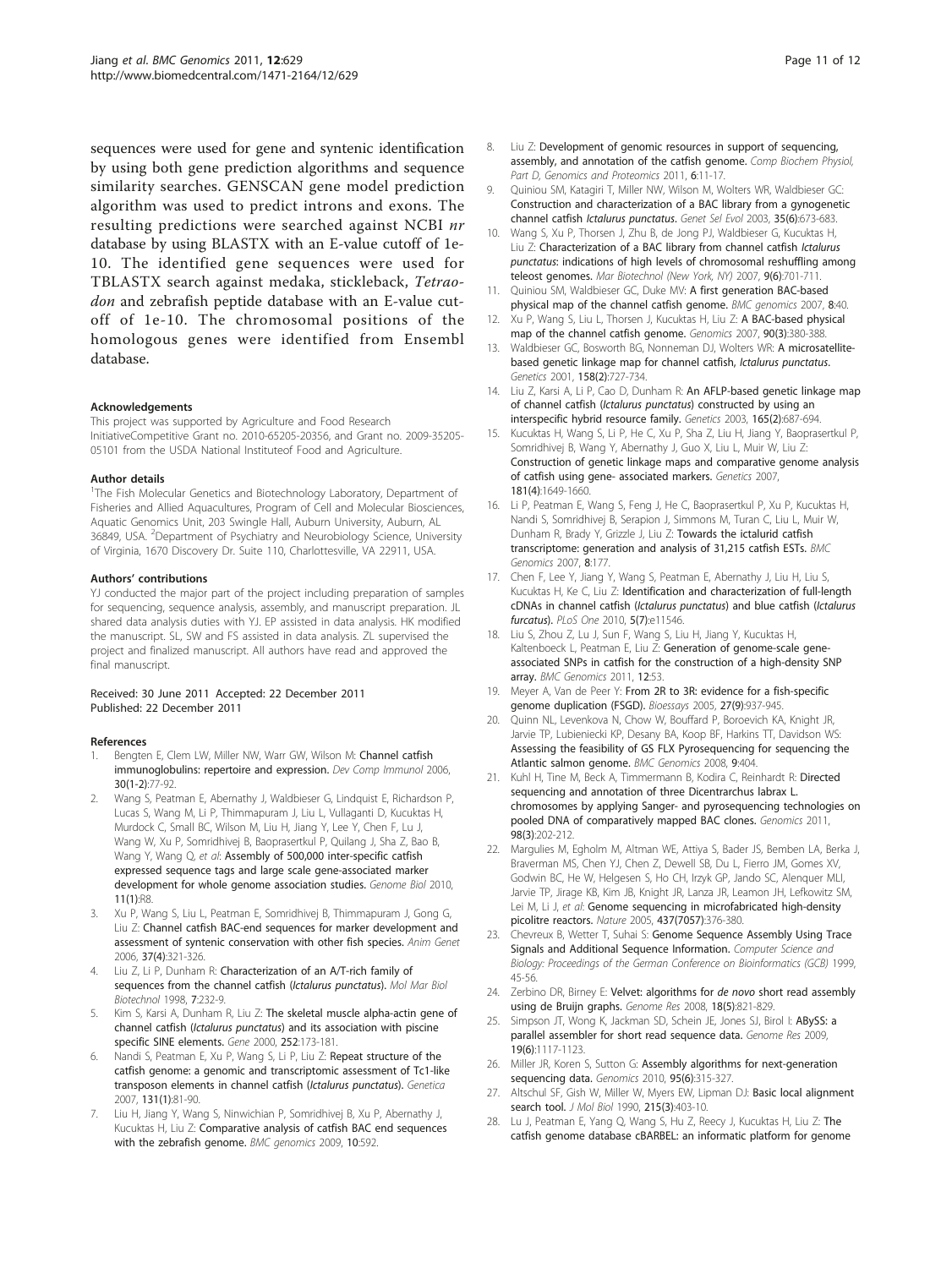sequences were used for gene and syntenic identification by using both gene prediction algorithms and sequence similarity searches. GENSCAN gene model prediction algorithm was used to predict introns and exons. The resulting predictions were searched against NCBI *nr* database by using BLASTX with an E-value cutoff of 1e-10. The identified gene sequences were used for TBLASTX search against medaka, stickleback, *Tetraodon* and zebrafish peptide database with an E-value cutoff of 1e-10. The chromosomal positions of the homologous genes were identified from Ensembl database.

#### Acknowledgements

This project was supported by Agriculture and Food Research InitiativeCompetitive Grant no. 2010-65205-20356, and Grant no. 2009-35205-05101 from the USDA National Instituteof Food and Agriculture.

#### Author details

[1]The Fish Molecular Genetics and Biotechnology Laboratory, Department of Fisheries and Allied Aquacultures, Program of Cell and Molecular Biosciences, Aquatic Genomics Unit, 203 Swingle Hall, Auburn University, Auburn, AL 36849, USA. [2]Department of Psychiatry and Neurobiology Science, University of Virginia, 1670 Discovery Dr. Suite 110, Charlottesville, VA 22911, USA.

#### Authors' contributions

YJ conducted the major part of the project including preparation of samples for sequencing, sequence analysis, assembly, and manuscript preparation. JL shared data analysis duties with YJ. EP assisted in data analysis. HK modified the manuscript. SL, SW and FS assisted in data analysis. ZL supervised the project and finalized manuscript. All authors have read and approved the final manuscript.

Received: 30 June 2011 Accepted: 22 December 2011
Published: 22 December 2011

#### References

1. Bengten E, Clem LW, Miller NW, Warr GW, Wilson M: **Channel catfish immunoglobulins: repertoire and expression.** *Dev Comp Immunol* 2006, **30(1-2)**:77-92.
2. Wang S, Peatman E, Abernathy J, Waldbieser G, Lindquist E, Richardson P, Lucas S, Wang M, Li P, Thimmapuram J, Liu L, Vullaganti D, Kucuktas H, Murdock C, Small BC, Wilson M, Liu H, Jiang Y, Lee Y, Chen F, Lu J, Wang W, Xu P, Somridhivej B, Baoprasertkul P, Quilang J, Sha Z, Bao B, Wang Y, Wang Q, *et al*: **Assembly of 500,000 inter-specific catfish expressed sequence tags and large scale gene-associated marker development for whole genome association studies.** *Genome Biol* 2010, **11(1)**:R8.
3. Xu P, Wang S, Liu L, Peatman E, Somridhivej B, Thimmapuram J, Gong G, Liu Z: **Channel catfish BAC-end sequences for marker development and assessment of syntenic conservation with other fish species.** *Anim Genet* 2006, **37(4)**:321-326.
4. Liu Z, Li P, Dunham R: **Characterization of an A/T-rich family of sequences from the channel catfish (*Ictalurus punctatus*).** *Mol Mar Biol Biotechnol* 1998, **7**:232-9.
5. Kim S, Karsi A, Dunham R, Liu Z: **The skeletal muscle alpha-actin gene of channel catfish (*Ictalurus punctatus*) and its association with piscine specific SINE elements.** *Gene* 2000, **252**:173-181.
6. Nandi S, Peatman E, Xu P, Wang S, Li P, Liu Z: **Repeat structure of the catfish genome: a genomic and transcriptomic assessment of Tc1-like transposon elements in channel catfish (*Ictalurus punctatus*).** *Genetica* 2007, **131(1)**:81-90.
7. Liu H, Jiang Y, Wang S, Ninwichian P, Somridhivej B, Xu P, Abernathy J, Kucuktas H, Liu Z: **Comparative analysis of catfish BAC end sequences with the zebrafish genome.** *BMC genomics* 2009, **10**:592.
8. Liu Z: **Development of genomic resources in support of sequencing, assembly, and annotation of the catfish genome.** *Comp Biochem Physiol, Part D, Genomics and Proteomics* 2011, **6**:11-17.
9. Quiniou SM, Katagiri T, Miller NW, Wilson M, Wolters WR, Waldbieser GC: **Construction and characterization of a BAC library from a gynogenetic channel catfish *Ictalurus punctatus*.** *Genet Sel Evol* 2003, **35(6)**:673-683.
10. Wang S, Xu P, Thorsen J, Zhu B, de Jong PJ, Waldbieser G, Kucuktas H, Liu Z: **Characterization of a BAC library from channel catfish *Ictalurus punctatus*: indications of high levels of chromosomal reshuffling among teleost genomes.** *Mar Biotechnol (New York, NY)* 2007, **9(6)**:701-711.
11. Quiniou SM, Waldbieser GC, Duke MV: **A first generation BAC-based physical map of the channel catfish genome.** *BMC genomics* 2007, **8**:40.
12. Xu P, Wang S, Liu L, Thorsen J, Kucuktas H, Liu Z: **A BAC-based physical map of the channel catfish genome.** *Genomics* 2007, **90(3)**:380-388.
13. Waldbieser GC, Bosworth BG, Nonneman DJ, Wolters WR: **A microsatellite-based genetic linkage map for channel catfish, *Ictalurus punctatus*.** *Genetics* 2001, **158(2)**:727-734.
14. Liu Z, Karsi A, Li P, Cao D, Dunham R: **An AFLP-based genetic linkage map of channel catfish (*Ictalurus punctatus*) constructed by using an interspecific hybrid resource family.** *Genetics* 2003, **165(2)**:687-694.
15. Kucuktas H, Wang S, Li P, He C, Xu P, Sha Z, Liu H, Jiang Y, Baoprasertkul P, Somridhivej B, Wang Y, Abernathy J, Guo X, Liu L, Muir W, Liu Z: **Construction of genetic linkage maps and comparative genome analysis of catfish using gene- associated markers.** *Genetics* 2007, **181(4)**:1649-1660.
16. Li P, Peatman E, Wang S, Feng J, He C, Baoprasertkul P, Xu P, Kucuktas H, Nandi S, Somridhivej B, Serapion J, Simmons M, Turan C, Liu L, Muir W, Dunham R, Brady Y, Grizzle J, Liu Z: **Towards the ictalurid catfish transcriptome: generation and analysis of 31,215 catfish ESTs.** *BMC Genomics* 2007, **8**:177.
17. Chen F, Lee Y, Jiang Y, Wang S, Peatman E, Abernathy J, Liu H, Liu S, Kucuktas H, Ke C, Liu Z: **Identification and characterization of full-length cDNAs in channel catfish (*Ictalurus punctatus*) and blue catfish (*Ictalurus furcatus*).** *PLoS One* 2010, **5(7)**:e11546.
18. Liu S, Zhou Z, Lu J, Sun F, Wang S, Liu H, Jiang Y, Kucuktas H, Kaltenboeck L, Peatman E, Liu Z: **Generation of genome-scale gene-associated SNPs in catfish for the construction of a high-density SNP array.** *BMC Genomics* 2011, **12**:53.
19. Meyer A, Van de Peer Y: **From 2R to 3R: evidence for a fish-specific genome duplication (FSGD).** *Bioessays* 2005, **27(9)**:937-945.
20. Quinn NL, Levenkova N, Chow W, Bouffard P, Boroevich KA, Knight JR, Jarvie TP, Lubieniecki KP, Desany BA, Koop BF, Harkins TT, Davidson WS: **Assessing the feasibility of GS FLX Pyrosequencing for sequencing the Atlantic salmon genome.** *BMC Genomics* 2008, **9**:404.
21. Kuhl H, Tine M, Beck A, Timmermann B, Kodira C, Reinhardt R: **Directed sequencing and annotation of three Dicentrarchus labrax L. chromosomes by applying Sanger- and pyrosequencing technologies on pooled DNA of comparatively mapped BAC clones.** *Genomics* 2011, **98(3)**:202-212.
22. Margulies M, Egholm M, Altman WE, Attiya S, Bader JS, Bemben LA, Berka J, Braverman MS, Chen YJ, Chen Z, Dewell SB, Du L, Fierro JM, Gomes XV, Godwin BC, He W, Helgesen S, Ho CH, Irzyk GP, Jando SC, Alenquer MLI, Jarvie TP, Jirage KB, Kim JB, Knight JR, Lanza JR, Leamon JH, Lefkowitz SM, Lei M, Li J, *et al*: **Genome sequencing in microfabricated high-density picolitre reactors.** *Nature* 2005, **437(7057)**:376-380.
23. Chevreux B, Wetter T, Suhai S: **Genome Sequence Assembly Using Trace Signals and Additional Sequence Information.** *Computer Science and Biology: Proceedings of the German Conference on Bioinformatics (GCB)* 1999, 45-56.
24. Zerbino DR, Birney E: **Velvet: algorithms for *de novo* short read assembly using de Bruijn graphs.** *Genome Res* 2008, **18(5)**:821-829.
25. Simpson JT, Wong K, Jackman SD, Schein JE, Jones SJ, Birol I: **ABySS: a parallel assembler for short read sequence data.** *Genome Res* 2009, **19(6)**:1117-1123.
26. Miller JR, Koren S, Sutton G: **Assembly algorithms for next-generation sequencing data.** *Genomics* 2010, **95(6)**:315-327.
27. Altschul SF, Gish W, Miller W, Myers EW, Lipman DJ: **Basic local alignment search tool.** *J Mol Biol* 1990, **215(3)**:403-10.
28. Lu J, Peatman E, Yang Q, Wang S, Hu Z, Reecy J, Kucuktas H, Liu Z: **The catfish genome database cBARBEL: an informatic platform for genome**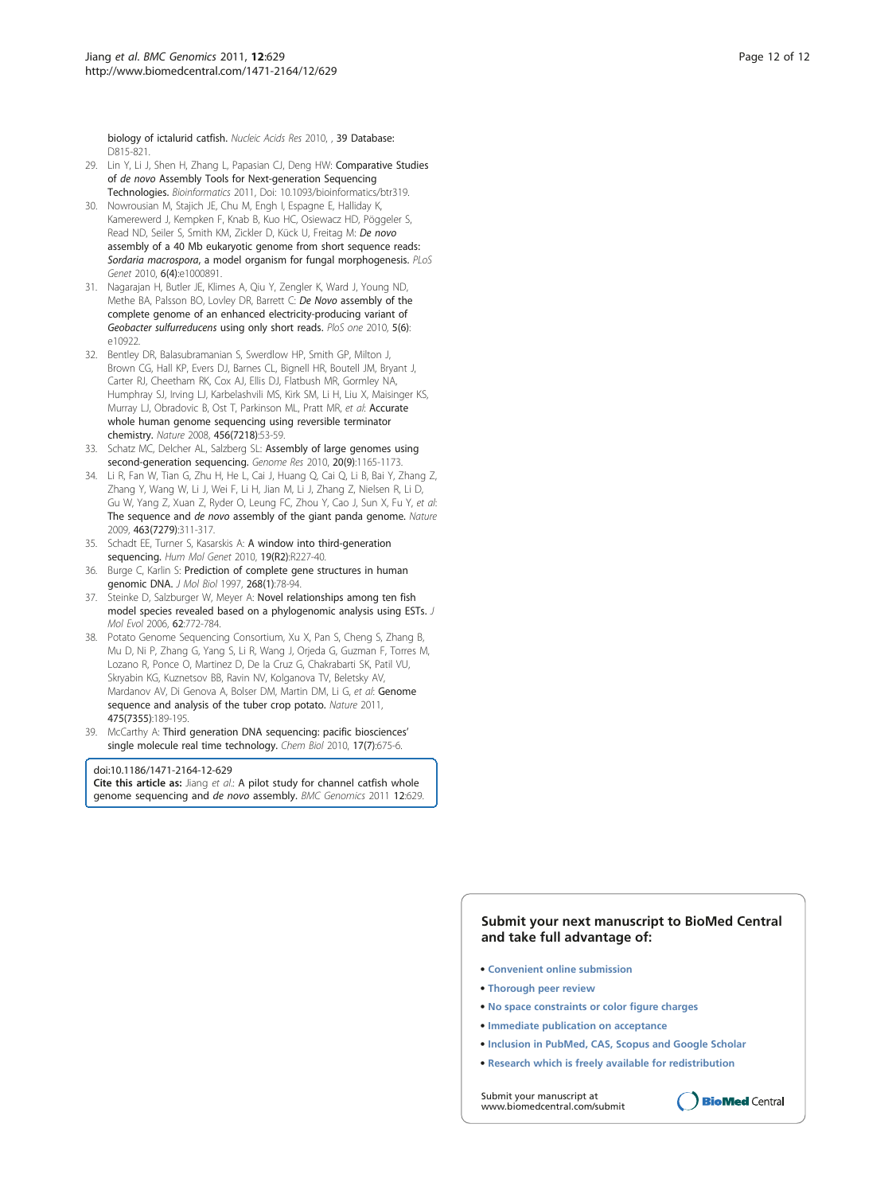biology of ictalurid catfish. *Nucleic Acids Res* 2010, , 39 Database: D815-821.

29. Lin Y, Li J, Shen H, Zhang L, Papasian CJ, Deng HW: **Comparative Studies of *de novo* Assembly Tools for Next-generation Sequencing Technologies.** *Bioinformatics* 2011, Doi: 10.1093/bioinformatics/btr319.
30. Nowrousian M, Stajich JE, Chu M, Engh I, Espagne E, Halliday K, Kamerewerd J, Kempken F, Knab B, Kuo HC, Osiewacz HD, Pöggeler S, Read ND, Seiler S, Smith KM, Zickler D, Kück U, Freitag M: ***De novo* assembly of a 40 Mb eukaryotic genome from short sequence reads: *Sordaria macrospora*, a model organism for fungal morphogenesis.** *PLoS Genet* 2010, **6(4)**:e1000891.
31. Nagarajan H, Butler JE, Klimes A, Qiu Y, Zengler K, Ward J, Young ND, Methe BA, Palsson BO, Lovley DR, Barrett C: ***De Novo* assembly of the complete genome of an enhanced electricity-producing variant of *Geobacter sulfurreducens* using only short reads.** *PloS one* 2010, **5(6)**: e10922.
32. Bentley DR, Balasubramanian S, Swerdlow HP, Smith GP, Milton J, Brown CG, Hall KP, Evers DJ, Barnes CL, Bignell HR, Boutell JM, Bryant J, Carter RJ, Cheetham RK, Cox AJ, Ellis DJ, Flatbush MR, Gormley NA, Humphray SJ, Irving LJ, Karbelashvili MS, Kirk SM, Li H, Liu X, Maisinger KS, Murray LJ, Obradovic B, Ost T, Parkinson ML, Pratt MR, *et al*: **Accurate whole human genome sequencing using reversible terminator chemistry.** *Nature* 2008, **456(7218)**:53-59.
33. Schatz MC, Delcher AL, Salzberg SL: **Assembly of large genomes using second-generation sequencing.** *Genome Res* 2010, **20(9)**:1165-1173.
34. Li R, Fan W, Tian G, Zhu H, He L, Cai J, Huang Q, Cai Q, Li B, Bai Y, Zhang Z, Zhang Y, Wang W, Li J, Wei F, Li H, Jian M, Li J, Zhang Z, Nielsen R, Li D, Gu W, Yang Z, Xuan Z, Ryder O, Leung FC, Zhou Y, Cao J, Sun X, Fu Y, *et al*: **The sequence and *de novo* assembly of the giant panda genome.** *Nature* 2009, **463(7279)**:311-317.
35. Schadt EE, Turner S, Kasarskis A: **A window into third-generation sequencing.** *Hum Mol Genet* 2010, **19(R2)**:R227-40.
36. Burge C, Karlin S: **Prediction of complete gene structures in human genomic DNA.** *J Mol Biol* 1997, **268(1)**:78-94.
37. Steinke D, Salzburger W, Meyer A: **Novel relationships among ten fish model species revealed based on a phylogenomic analysis using ESTs.** *J Mol Evol* 2006, **62**:772-784.
38. Potato Genome Sequencing Consortium, Xu X, Pan S, Cheng S, Zhang B, Mu D, Ni P, Zhang G, Yang S, Li R, Wang J, Orjeda G, Guzman F, Torres M, Lozano R, Ponce O, Martinez D, De la Cruz G, Chakrabarti SK, Patil VU, Skryabin KG, Kuznetsov BB, Ravin NV, Kolganova TV, Beletsky AV, Mardanov AV, Di Genova A, Bolser DM, Martin DM, Li G, *et al*: **Genome sequence and analysis of the tuber crop potato.** *Nature* 2011, **475(7355)**:189-195.
39. McCarthy A: **Third generation DNA sequencing: pacific biosciences' single molecule real time technology.** *Chem Biol* 2010, **17(7)**:675-6.

doi:10.1186/1471-2164-12-629

**Cite this article as:** Jiang *et al.*: A pilot study for channel catfish whole genome sequencing and *de novo* assembly. *BMC Genomics* 2011 **12**:629.

**Submit your next manuscript to BioMed Central and take full advantage of:**

- Convenient online submission
- Thorough peer review
- No space constraints or color figure charges
- Immediate publication on acceptance
- Inclusion in PubMed, CAS, Scopus and Google Scholar
- Research which is freely available for redistribution

Submit your manuscript at www.biomedcentral.com/submit

BioMed Central